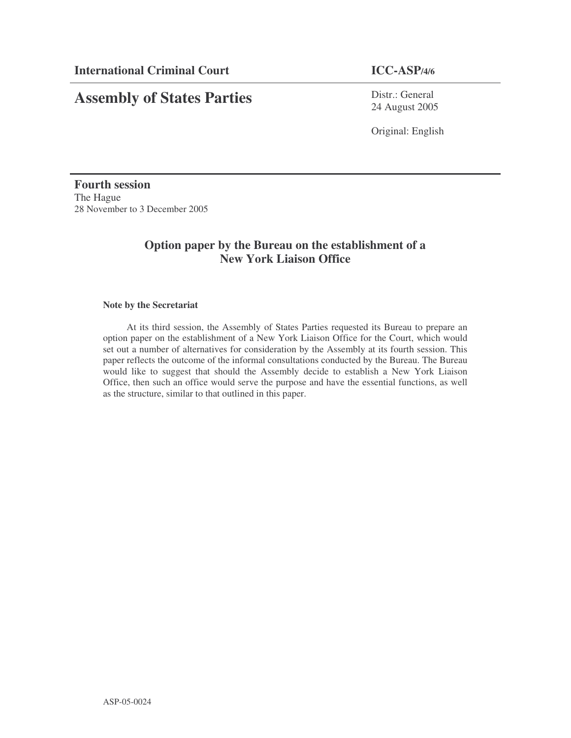**International Criminal Court** **ICC-ASP/4/6**

# Assembly of States Parties

Distr.: General
24 August 2005

Original: English

**Fourth session**
The Hague
28 November to 3 December 2005

## Option paper by the Bureau on the establishment of a New York Liaison Office

**Note by the Secretariat**

At its third session, the Assembly of States Parties requested its Bureau to prepare an option paper on the establishment of a New York Liaison Office for the Court, which would set out a number of alternatives for consideration by the Assembly at its fourth session. This paper reflects the outcome of the informal consultations conducted by the Bureau. The Bureau would like to suggest that should the Assembly decide to establish a New York Liaison Office, then such an office would serve the purpose and have the essential functions, as well as the structure, similar to that outlined in this paper.

ASP-05-0024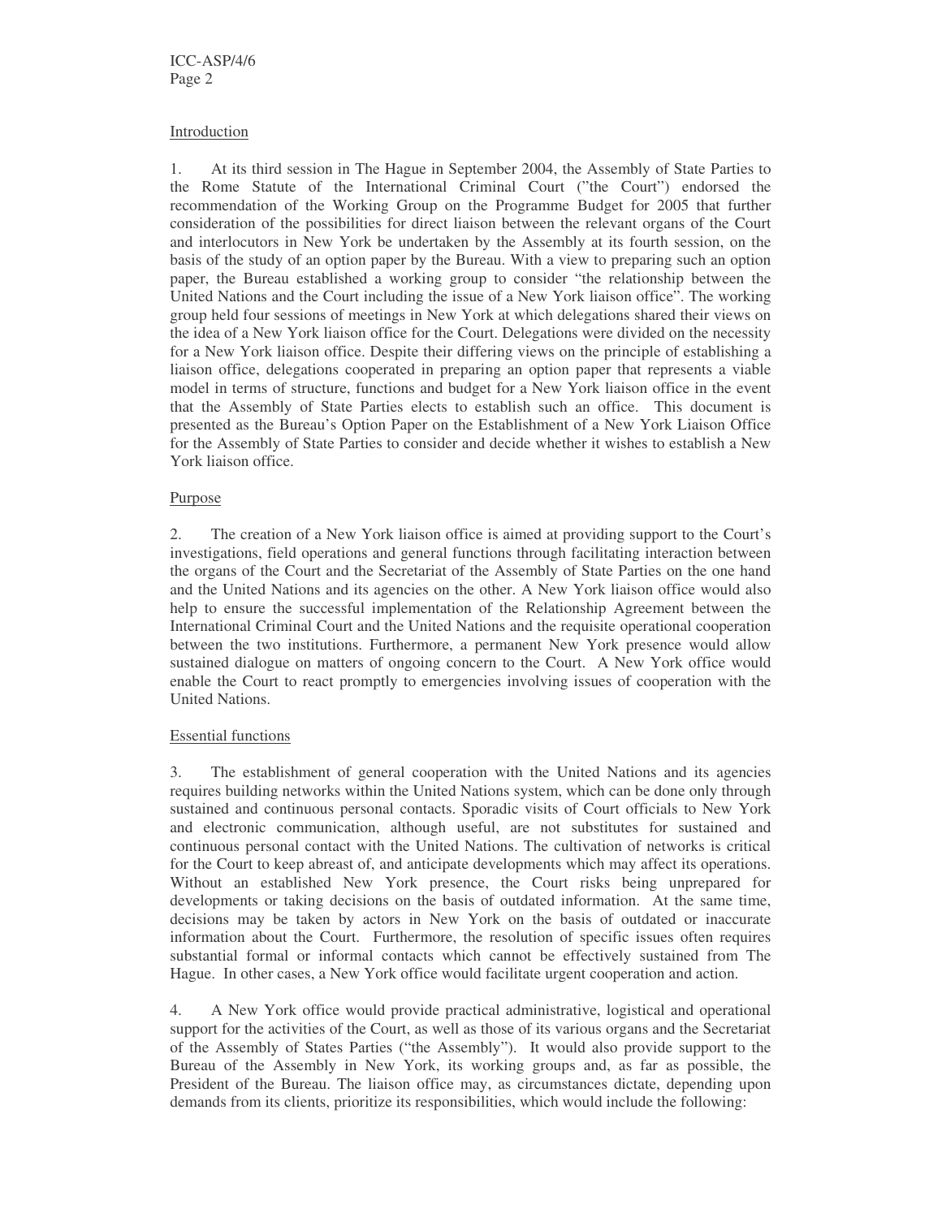## Introduction

1. At its third session in The Hague in September 2004, the Assembly of State Parties to the Rome Statute of the International Criminal Court ("the Court") endorsed the recommendation of the Working Group on the Programme Budget for 2005 that further consideration of the possibilities for direct liaison between the relevant organs of the Court and interlocutors in New York be undertaken by the Assembly at its fourth session, on the basis of the study of an option paper by the Bureau. With a view to preparing such an option paper, the Bureau established a working group to consider "the relationship between the United Nations and the Court including the issue of a New York liaison office". The working group held four sessions of meetings in New York at which delegations shared their views on the idea of a New York liaison office for the Court. Delegations were divided on the necessity for a New York liaison office. Despite their differing views on the principle of establishing a liaison office, delegations cooperated in preparing an option paper that represents a viable model in terms of structure, functions and budget for a New York liaison office in the event that the Assembly of State Parties elects to establish such an office. This document is presented as the Bureau's Option Paper on the Establishment of a New York Liaison Office for the Assembly of State Parties to consider and decide whether it wishes to establish a New York liaison office.

## Purpose

2. The creation of a New York liaison office is aimed at providing support to the Court's investigations, field operations and general functions through facilitating interaction between the organs of the Court and the Secretariat of the Assembly of State Parties on the one hand and the United Nations and its agencies on the other. A New York liaison office would also help to ensure the successful implementation of the Relationship Agreement between the International Criminal Court and the United Nations and the requisite operational cooperation between the two institutions. Furthermore, a permanent New York presence would allow sustained dialogue on matters of ongoing concern to the Court. A New York office would enable the Court to react promptly to emergencies involving issues of cooperation with the United Nations.

## Essential functions

3. The establishment of general cooperation with the United Nations and its agencies requires building networks within the United Nations system, which can be done only through sustained and continuous personal contacts. Sporadic visits of Court officials to New York and electronic communication, although useful, are not substitutes for sustained and continuous personal contact with the United Nations. The cultivation of networks is critical for the Court to keep abreast of, and anticipate developments which may affect its operations. Without an established New York presence, the Court risks being unprepared for developments or taking decisions on the basis of outdated information. At the same time, decisions may be taken by actors in New York on the basis of outdated or inaccurate information about the Court. Furthermore, the resolution of specific issues often requires substantial formal or informal contacts which cannot be effectively sustained from The Hague. In other cases, a New York office would facilitate urgent cooperation and action.

4. A New York office would provide practical administrative, logistical and operational support for the activities of the Court, as well as those of its various organs and the Secretariat of the Assembly of States Parties ("the Assembly"). It would also provide support to the Bureau of the Assembly in New York, its working groups and, as far as possible, the President of the Bureau. The liaison office may, as circumstances dictate, depending upon demands from its clients, prioritize its responsibilities, which would include the following: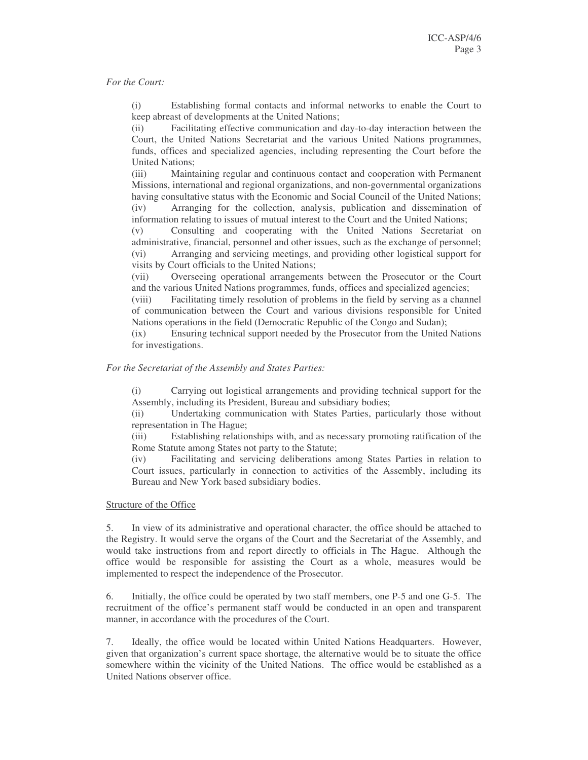*For the Court:*

(i) Establishing formal contacts and informal networks to enable the Court to keep abreast of developments at the United Nations;
(ii) Facilitating effective communication and day-to-day interaction between the Court, the United Nations Secretariat and the various United Nations programmes, funds, offices and specialized agencies, including representing the Court before the United Nations;
(iii) Maintaining regular and continuous contact and cooperation with Permanent Missions, international and regional organizations, and non-governmental organizations having consultative status with the Economic and Social Council of the United Nations;
(iv) Arranging for the collection, analysis, publication and dissemination of information relating to issues of mutual interest to the Court and the United Nations;
(v) Consulting and cooperating with the United Nations Secretariat on administrative, financial, personnel and other issues, such as the exchange of personnel;
(vi) Arranging and servicing meetings, and providing other logistical support for visits by Court officials to the United Nations;
(vii) Overseeing operational arrangements between the Prosecutor or the Court and the various United Nations programmes, funds, offices and specialized agencies;
(viii) Facilitating timely resolution of problems in the field by serving as a channel of communication between the Court and various divisions responsible for United Nations operations in the field (Democratic Republic of the Congo and Sudan);
(ix) Ensuring technical support needed by the Prosecutor from the United Nations for investigations.

*For the Secretariat of the Assembly and States Parties:*

(i) Carrying out logistical arrangements and providing technical support for the Assembly, including its President, Bureau and subsidiary bodies;
(ii) Undertaking communication with States Parties, particularly those without representation in The Hague;
(iii) Establishing relationships with, and as necessary promoting ratification of the Rome Statute among States not party to the Statute;
(iv) Facilitating and servicing deliberations among States Parties in relation to Court issues, particularly in connection to activities of the Assembly, including its Bureau and New York based subsidiary bodies.

<u>Structure of the Office</u>

5. In view of its administrative and operational character, the office should be attached to the Registry. It would serve the organs of the Court and the Secretariat of the Assembly, and would take instructions from and report directly to officials in The Hague. Although the office would be responsible for assisting the Court as a whole, measures would be implemented to respect the independence of the Prosecutor.

6. Initially, the office could be operated by two staff members, one P-5 and one G-5. The recruitment of the office's permanent staff would be conducted in an open and transparent manner, in accordance with the procedures of the Court.

7. Ideally, the office would be located within United Nations Headquarters. However, given that organization's current space shortage, the alternative would be to situate the office somewhere within the vicinity of the United Nations. The office would be established as a United Nations observer office.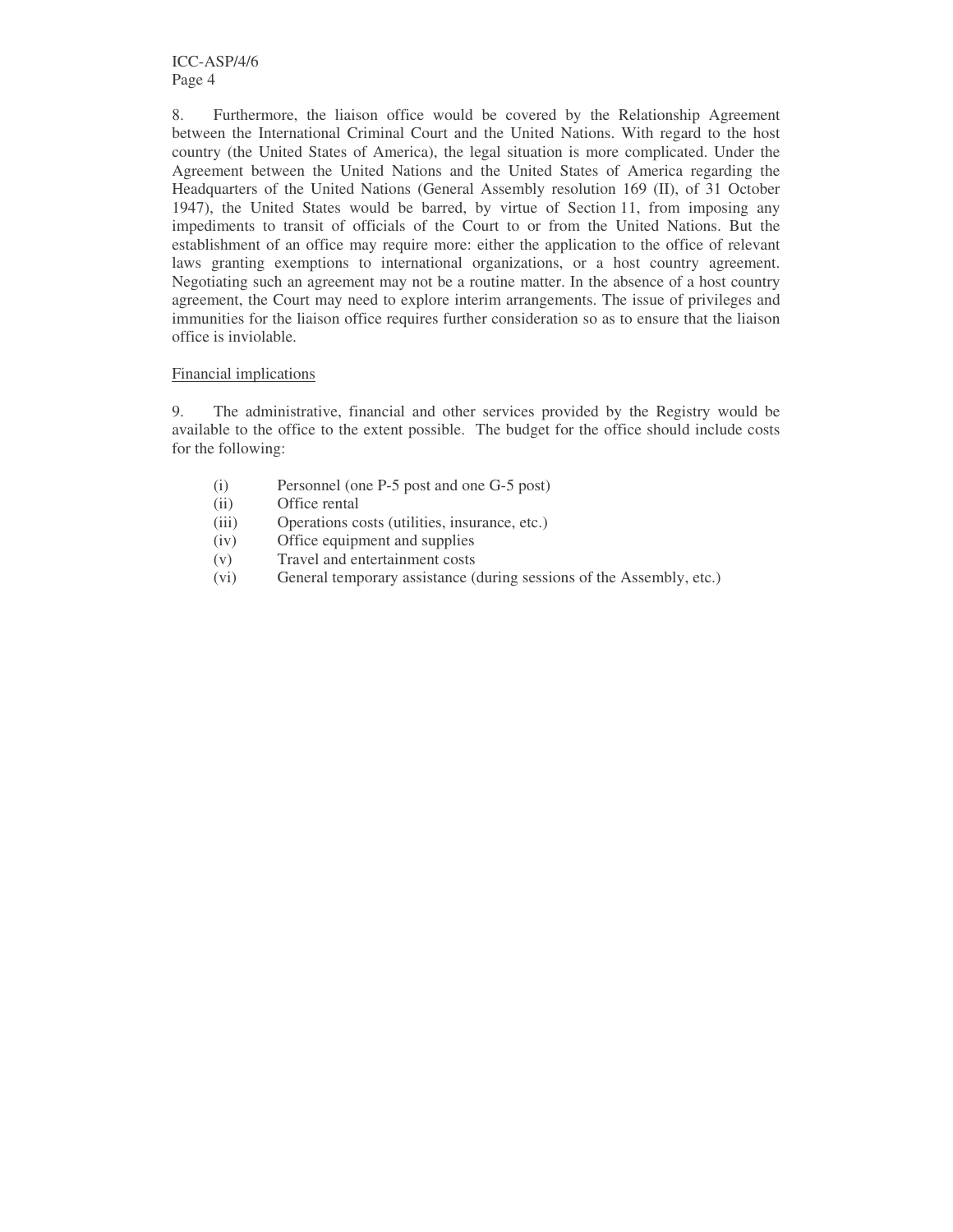8. Furthermore, the liaison office would be covered by the Relationship Agreement between the International Criminal Court and the United Nations. With regard to the host country (the United States of America), the legal situation is more complicated. Under the Agreement between the United Nations and the United States of America regarding the Headquarters of the United Nations (General Assembly resolution 169 (II), of 31 October 1947), the United States would be barred, by virtue of Section 11, from imposing any impediments to transit of officials of the Court to or from the United Nations. But the establishment of an office may require more: either the application to the office of relevant laws granting exemptions to international organizations, or a host country agreement. Negotiating such an agreement may not be a routine matter. In the absence of a host country agreement, the Court may need to explore interim arrangements. The issue of privileges and immunities for the liaison office requires further consideration so as to ensure that the liaison office is inviolable.

<u>Financial implications</u>

9. The administrative, financial and other services provided by the Registry would be available to the office to the extent possible. The budget for the office should include costs for the following:

(i) Personnel (one P-5 post and one G-5 post)
(ii) Office rental
(iii) Operations costs (utilities, insurance, etc.)
(iv) Office equipment and supplies
(v) Travel and entertainment costs
(vi) General temporary assistance (during sessions of the Assembly, etc.)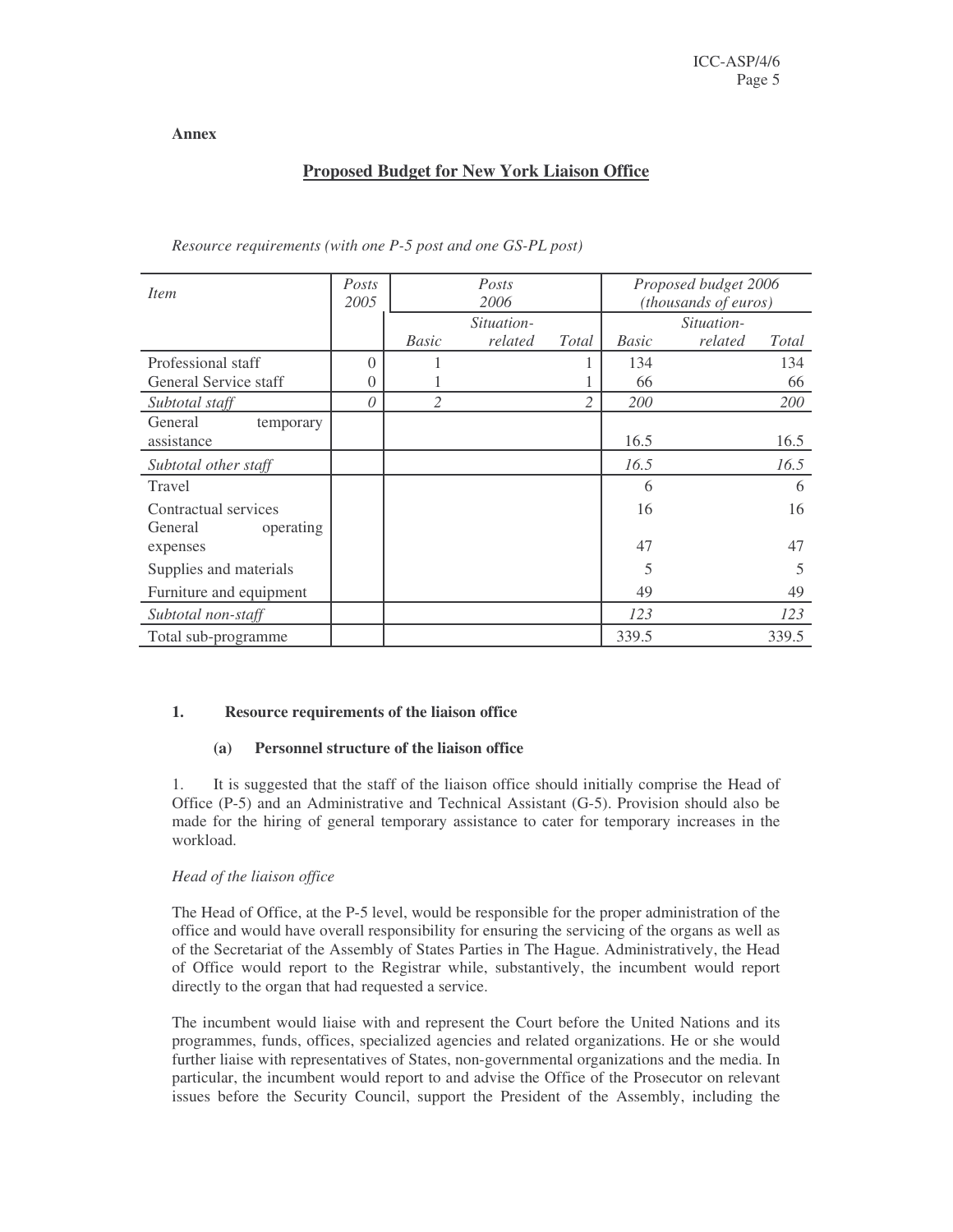**Annex**

## Proposed Budget for New York Liaison Office

*Resource requirements (with one P-5 post and one GS-PL post)*

| *Item* | *Posts 2005* | *Posts 2006* | | | *Proposed budget 2006 (thousands of euros)* | | |
|---|---|---|---|---|---|---|---|
| | | *Basic* | *Situation-related* | *Total* | *Basic* | *Situation-related* | *Total* |
| Professional staff | 0 | 1 | | 1 | 134 | | 134 |
| General Service staff | 0 | 1 | | 1 | 66 | | 66 |
| *Subtotal staff* | *0* | *2* | | *2* | *200* | | *200* |
| General temporary assistance | | | | | 16.5 | | 16.5 |
| *Subtotal other staff* | | | | | *16.5* | | *16.5* |
| Travel | | | | | 6 | | 6 |
| Contractual services | | | | | 16 | | 16 |
| General operating expenses | | | | | 47 | | 47 |
| Supplies and materials | | | | | 5 | | 5 |
| Furniture and equipment | | | | | 49 | | 49 |
| *Subtotal non-staff* | | | | | *123* | | *123* |
| Total sub-programme | | | | | 339.5 | | 339.5 |

### 1. Resource requirements of the liaison office

#### (a) Personnel structure of the liaison office

1. It is suggested that the staff of the liaison office should initially comprise the Head of Office (P-5) and an Administrative and Technical Assistant (G-5). Provision should also be made for the hiring of general temporary assistance to cater for temporary increases in the workload.

*Head of the liaison office*

The Head of Office, at the P-5 level, would be responsible for the proper administration of the office and would have overall responsibility for ensuring the servicing of the organs as well as of the Secretariat of the Assembly of States Parties in The Hague. Administratively, the Head of Office would report to the Registrar while, substantively, the incumbent would report directly to the organ that had requested a service.

The incumbent would liaise with and represent the Court before the United Nations and its programmes, funds, offices, specialized agencies and related organizations. He or she would further liaise with representatives of States, non-governmental organizations and the media. In particular, the incumbent would report to and advise the Office of the Prosecutor on relevant issues before the Security Council, support the President of the Assembly, including the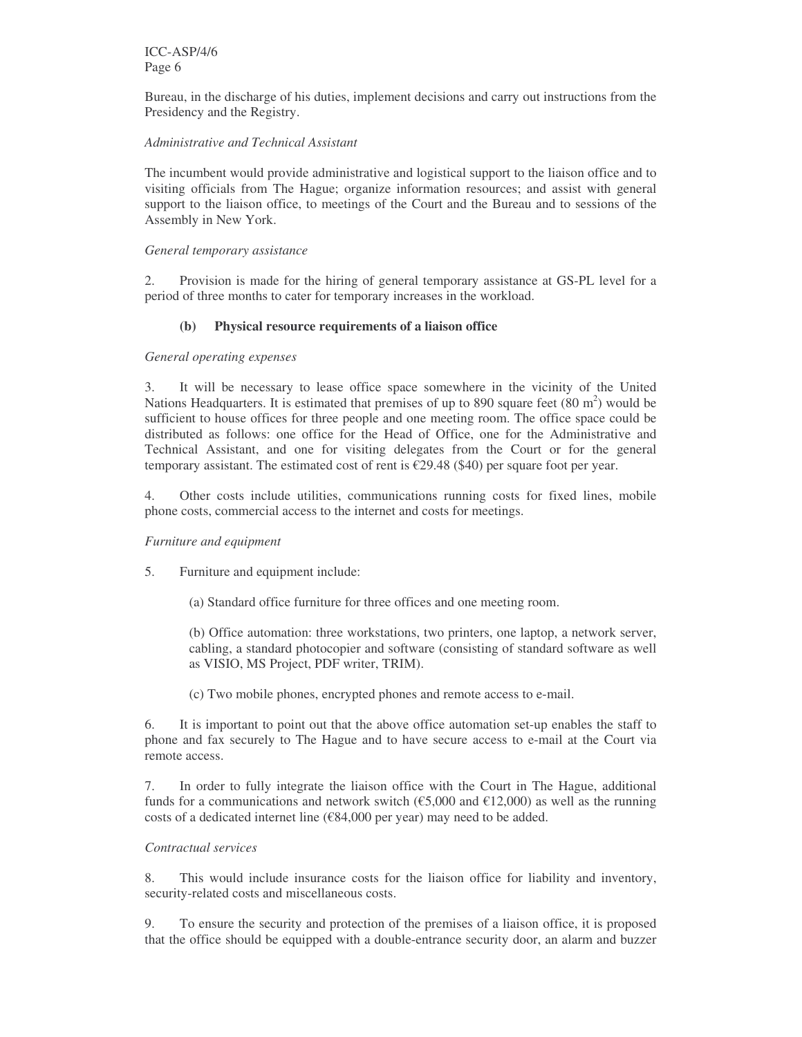Bureau, in the discharge of his duties, implement decisions and carry out instructions from the Presidency and the Registry.

*Administrative and Technical Assistant*

The incumbent would provide administrative and logistical support to the liaison office and to visiting officials from The Hague; organize information resources; and assist with general support to the liaison office, to meetings of the Court and the Bureau and to sessions of the Assembly in New York.

*General temporary assistance*

2. Provision is made for the hiring of general temporary assistance at GS-PL level for a period of three months to cater for temporary increases in the workload.

### (b) Physical resource requirements of a liaison office

*General operating expenses*

3. It will be necessary to lease office space somewhere in the vicinity of the United Nations Headquarters. It is estimated that premises of up to 890 square feet (80 $m^2$) would be sufficient to house offices for three people and one meeting room. The office space could be distributed as follows: one office for the Head of Office, one for the Administrative and Technical Assistant, and one for visiting delegates from the Court or for the general temporary assistant. The estimated cost of rent is €29.48 ($40) per square foot per year.

4. Other costs include utilities, communications running costs for fixed lines, mobile phone costs, commercial access to the internet and costs for meetings.

*Furniture and equipment*

5. Furniture and equipment include:

(a) Standard office furniture for three offices and one meeting room.

(b) Office automation: three workstations, two printers, one laptop, a network server, cabling, a standard photocopier and software (consisting of standard software as well as VISIO, MS Project, PDF writer, TRIM).

(c) Two mobile phones, encrypted phones and remote access to e-mail.

6. It is important to point out that the above office automation set-up enables the staff to phone and fax securely to The Hague and to have secure access to e-mail at the Court via remote access.

7. In order to fully integrate the liaison office with the Court in The Hague, additional funds for a communications and network switch (€5,000 and €12,000) as well as the running costs of a dedicated internet line (€84,000 per year) may need to be added.

*Contractual services*

8. This would include insurance costs for the liaison office for liability and inventory, security-related costs and miscellaneous costs.

9. To ensure the security and protection of the premises of a liaison office, it is proposed that the office should be equipped with a double-entrance security door, an alarm and buzzer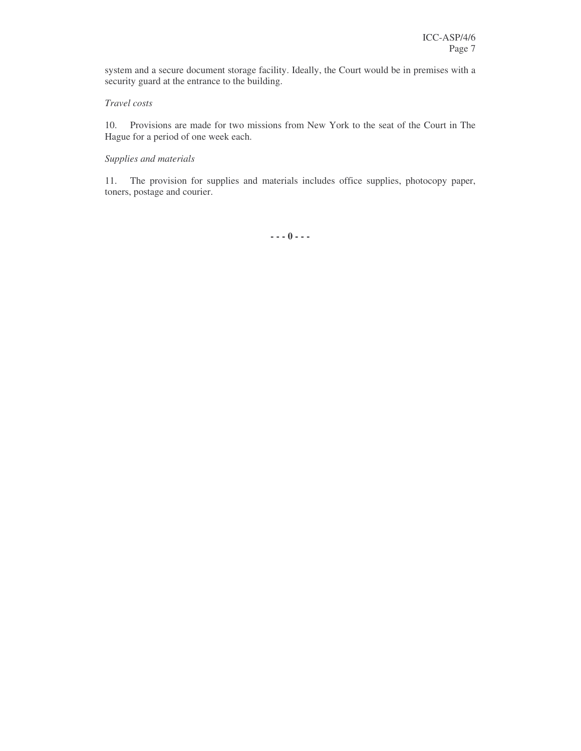system and a secure document storage facility. Ideally, the Court would be in premises with a security guard at the entrance to the building.

*Travel costs*

10. Provisions are made for two missions from New York to the seat of the Court in The Hague for a period of one week each.

*Supplies and materials*

11. The provision for supplies and materials includes office supplies, photocopy paper, toners, postage and courier.

**- - - 0 - - -**